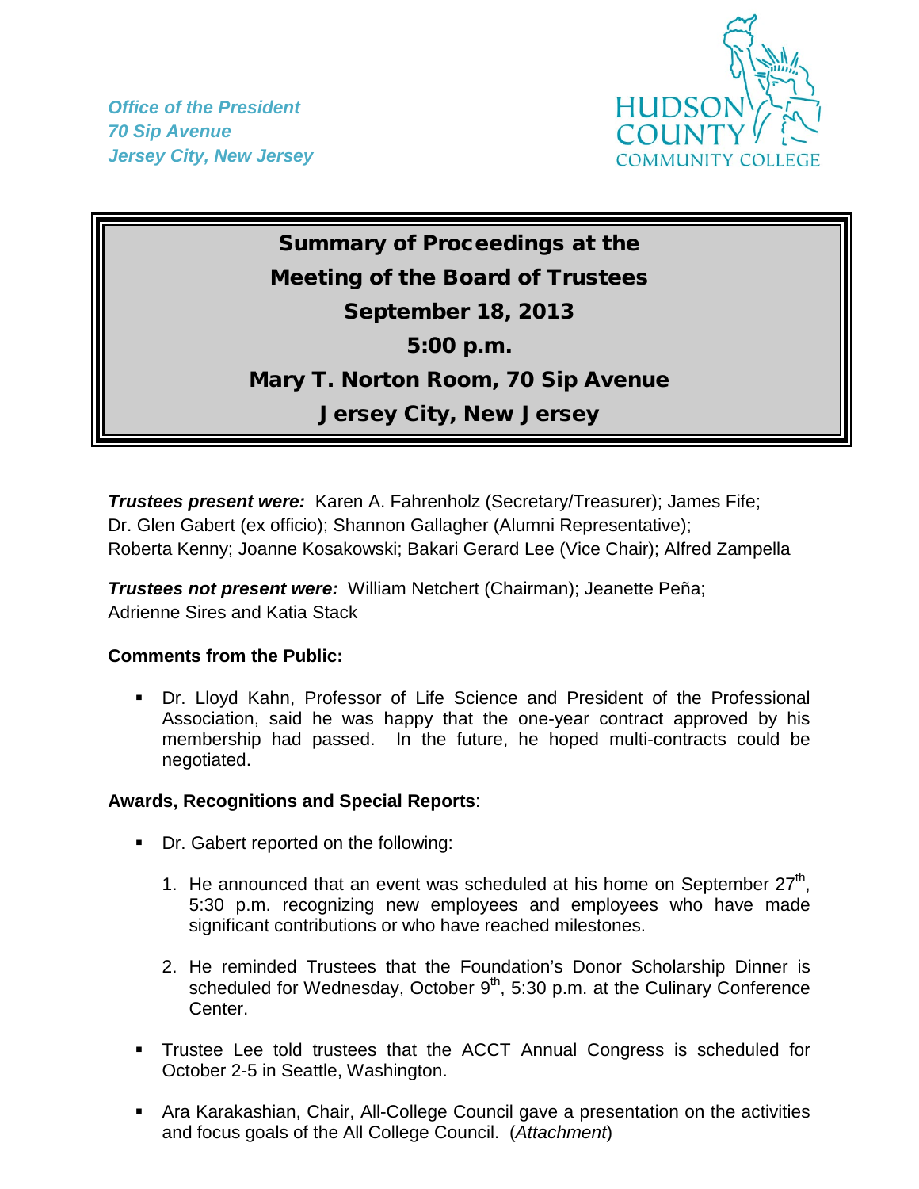*Office of the President*
*70 Sip Avenue*
*Jersey City, New Jersey*

HUDSON COUNTY COMMUNITY COLLEGE

# Summary of Proceedings at the Meeting of the Board of Trustees
## September 18, 2013
## 5:00 p.m.
## Mary T. Norton Room, 70 Sip Avenue
## Jersey City, New Jersey

***Trustees present were:*** Karen A. Fahrenholz (Secretary/Treasurer); James Fife; Dr. Glen Gabert (ex officio); Shannon Gallagher (Alumni Representative); Roberta Kenny; Joanne Kosakowski; Bakari Gerard Lee (Vice Chair); Alfred Zampella

***Trustees not present were:*** William Netchert (Chairman); Jeanette Peña; Adrienne Sires and Katia Stack

**Comments from the Public:**

- Dr. Lloyd Kahn, Professor of Life Science and President of the Professional Association, said he was happy that the one-year contract approved by his membership had passed. In the future, he hoped multi-contracts could be negotiated.

**Awards, Recognitions and Special Reports**:

- Dr. Gabert reported on the following:

  1. He announced that an event was scheduled at his home on September 27th, 5:30 p.m. recognizing new employees and employees who have made significant contributions or who have reached milestones.

  2. He reminded Trustees that the Foundation's Donor Scholarship Dinner is scheduled for Wednesday, October 9th, 5:30 p.m. at the Culinary Conference Center.

- Trustee Lee told trustees that the ACCT Annual Congress is scheduled for October 2-5 in Seattle, Washington.

- Ara Karakashian, Chair, All-College Council gave a presentation on the activities and focus goals of the All College Council. (*Attachment*)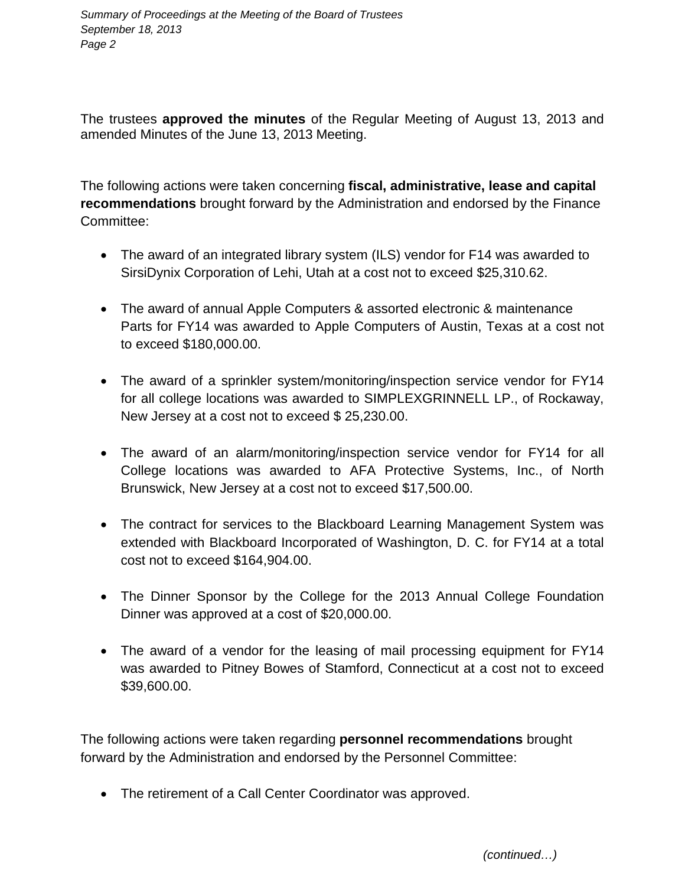The trustees **approved the minutes** of the Regular Meeting of August 13, 2013 and amended Minutes of the June 13, 2013 Meeting.

The following actions were taken concerning **fiscal, administrative, lease and capital recommendations** brought forward by the Administration and endorsed by the Finance Committee:

- The award of an integrated library system (ILS) vendor for F14 was awarded to SirsiDynix Corporation of Lehi, Utah at a cost not to exceed $25,310.62.

- The award of annual Apple Computers & assorted electronic & maintenance Parts for FY14 was awarded to Apple Computers of Austin, Texas at a cost not to exceed $180,000.00.

- The award of a sprinkler system/monitoring/inspection service vendor for FY14 for all college locations was awarded to SIMPLEXGRINNELL LP., of Rockaway, New Jersey at a cost not to exceed $ 25,230.00.

- The award of an alarm/monitoring/inspection service vendor for FY14 for all College locations was awarded to AFA Protective Systems, Inc., of North Brunswick, New Jersey at a cost not to exceed $17,500.00.

- The contract for services to the Blackboard Learning Management System was extended with Blackboard Incorporated of Washington, D. C. for FY14 at a total cost not to exceed $164,904.00.

- The Dinner Sponsor by the College for the 2013 Annual College Foundation Dinner was approved at a cost of $20,000.00.

- The award of a vendor for the leasing of mail processing equipment for FY14 was awarded to Pitney Bowes of Stamford, Connecticut at a cost not to exceed $39,600.00.

The following actions were taken regarding **personnel recommendations** brought forward by the Administration and endorsed by the Personnel Committee:

- The retirement of a Call Center Coordinator was approved.

*(continued…)*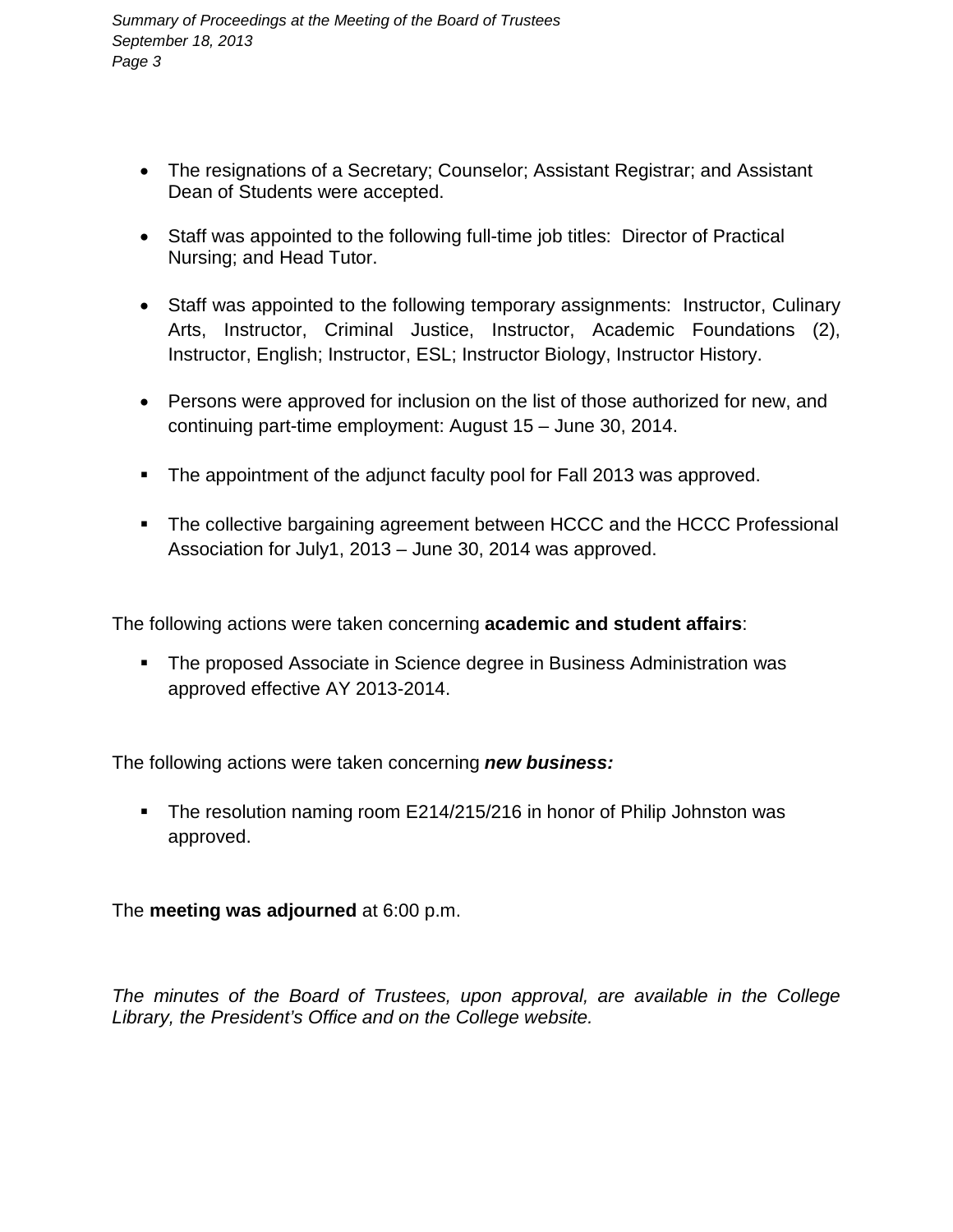- The resignations of a Secretary; Counselor; Assistant Registrar; and Assistant Dean of Students were accepted.

- Staff was appointed to the following full-time job titles: Director of Practical Nursing; and Head Tutor.

- Staff was appointed to the following temporary assignments: Instructor, Culinary Arts, Instructor, Criminal Justice, Instructor, Academic Foundations (2), Instructor, English; Instructor, ESL; Instructor Biology, Instructor History.

- Persons were approved for inclusion on the list of those authorized for new, and continuing part-time employment: August 15 – June 30, 2014.

- The appointment of the adjunct faculty pool for Fall 2013 was approved.

- The collective bargaining agreement between HCCC and the HCCC Professional Association for July1, 2013 – June 30, 2014 was approved.

The following actions were taken concerning **academic and student affairs**:

- The proposed Associate in Science degree in Business Administration was approved effective AY 2013-2014.

The following actions were taken concerning ***new business:***

- The resolution naming room E214/215/216 in honor of Philip Johnston was approved.

The **meeting was adjourned** at 6:00 p.m.

*The minutes of the Board of Trustees, upon approval, are available in the College Library, the President's Office and on the College website.*